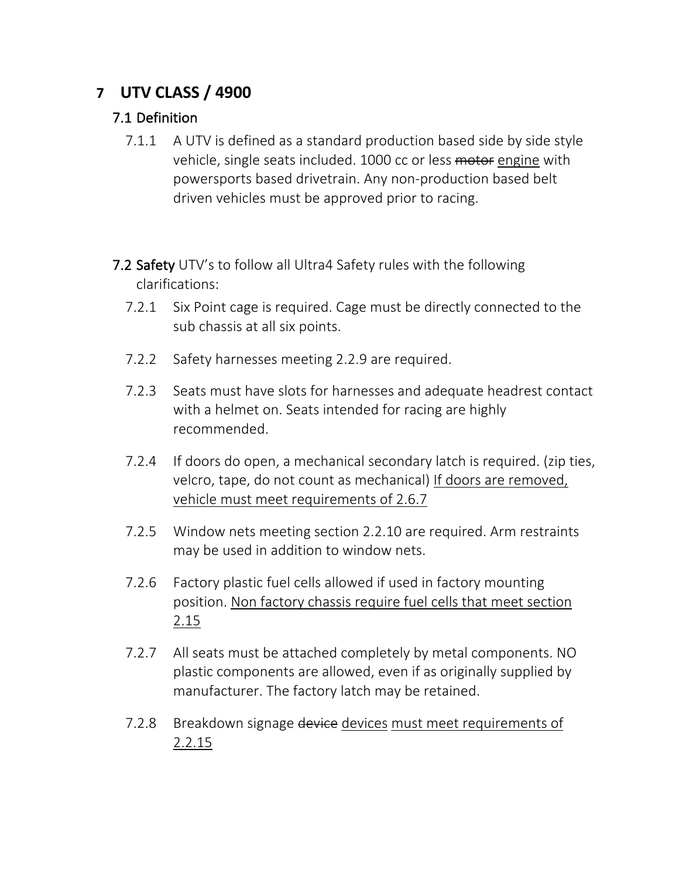# 7 UTV CLASS / 4900

## 7.1 Definition

7.1.1 A UTV is defined as a standard production based side by side style vehicle, single seats included. 1000 cc or less ~~motor~~ <u>engine</u> with powersports based drivetrain. Any non-production based belt driven vehicles must be approved prior to racing.

## 7.2 Safety

**7.2 Safety** UTV's to follow all Ultra4 Safety rules with the following clarifications:

7.2.1 Six Point cage is required. Cage must be directly connected to the sub chassis at all six points.

7.2.2 Safety harnesses meeting 2.2.9 are required.

7.2.3 Seats must have slots for harnesses and adequate headrest contact with a helmet on. Seats intended for racing are highly recommended.

7.2.4 If doors do open, a mechanical secondary latch is required. (zip ties, velcro, tape, do not count as mechanical) <u>If doors are removed, vehicle must meet requirements of 2.6.7</u>

7.2.5 Window nets meeting section 2.2.10 are required. Arm restraints may be used in addition to window nets.

7.2.6 Factory plastic fuel cells allowed if used in factory mounting position. <u>Non factory chassis require fuel cells that meet section 2.15</u>

7.2.7 All seats must be attached completely by metal components. NO plastic components are allowed, even if as originally supplied by manufacturer. The factory latch may be retained.

7.2.8 Breakdown signage ~~device~~ <u>devices</u> <u>must meet requirements of 2.2.15</u>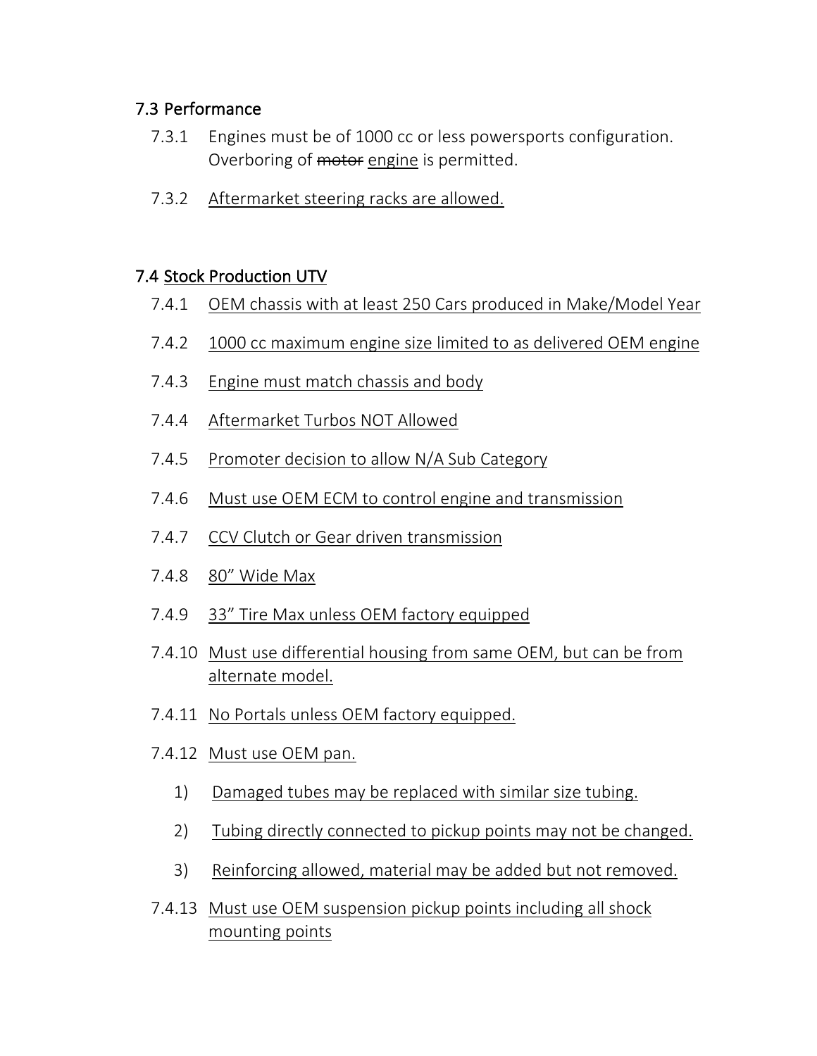## 7.3 Performance

7.3.1 Engines must be of 1000 cc or less powersports configuration. Overboring of ~~motor~~ engine is permitted.

7.3.2 Aftermarket steering racks are allowed.

## 7.4 Stock Production UTV

7.4.1 OEM chassis with at least 250 Cars produced in Make/Model Year

7.4.2 1000 cc maximum engine size limited to as delivered OEM engine

7.4.3 Engine must match chassis and body

7.4.4 Aftermarket Turbos NOT Allowed

7.4.5 Promoter decision to allow N/A Sub Category

7.4.6 Must use OEM ECM to control engine and transmission

7.4.7 CCV Clutch or Gear driven transmission

7.4.8 80” Wide Max

7.4.9 33” Tire Max unless OEM factory equipped

7.4.10 Must use differential housing from same OEM, but can be from alternate model.

7.4.11 No Portals unless OEM factory equipped.

7.4.12 Must use OEM pan.

1) Damaged tubes may be replaced with similar size tubing.
2) Tubing directly connected to pickup points may not be changed.
3) Reinforcing allowed, material may be added but not removed.

7.4.13 Must use OEM suspension pickup points including all shock mounting points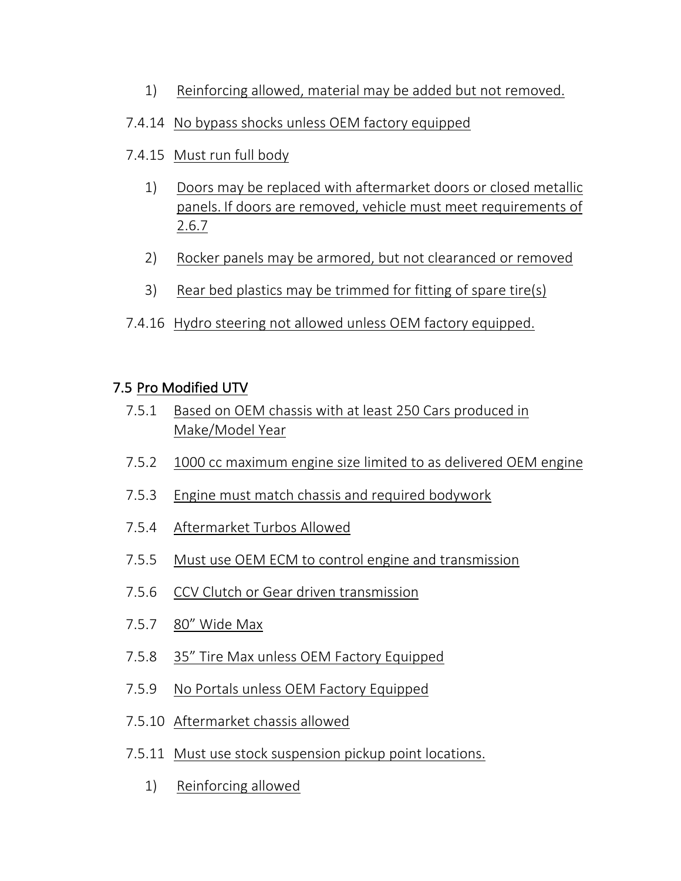1) Reinforcing allowed, material may be added but not removed.

7.4.14 No bypass shocks unless OEM factory equipped

7.4.15 Must run full body

1) Doors may be replaced with aftermarket doors or closed metallic panels. If doors are removed, vehicle must meet requirements of 2.6.7

2) Rocker panels may be armored, but not clearanced or removed

3) Rear bed plastics may be trimmed for fitting of spare tire(s)

7.4.16 Hydro steering not allowed unless OEM factory equipped.

## 7.5 Pro Modified UTV

7.5.1 Based on OEM chassis with at least 250 Cars produced in Make/Model Year

7.5.2 1000 cc maximum engine size limited to as delivered OEM engine

7.5.3 Engine must match chassis and required bodywork

7.5.4 Aftermarket Turbos Allowed

7.5.5 Must use OEM ECM to control engine and transmission

7.5.6 CCV Clutch or Gear driven transmission

7.5.7 80" Wide Max

7.5.8 35" Tire Max unless OEM Factory Equipped

7.5.9 No Portals unless OEM Factory Equipped

7.5.10 Aftermarket chassis allowed

7.5.11 Must use stock suspension pickup point locations.

1) Reinforcing allowed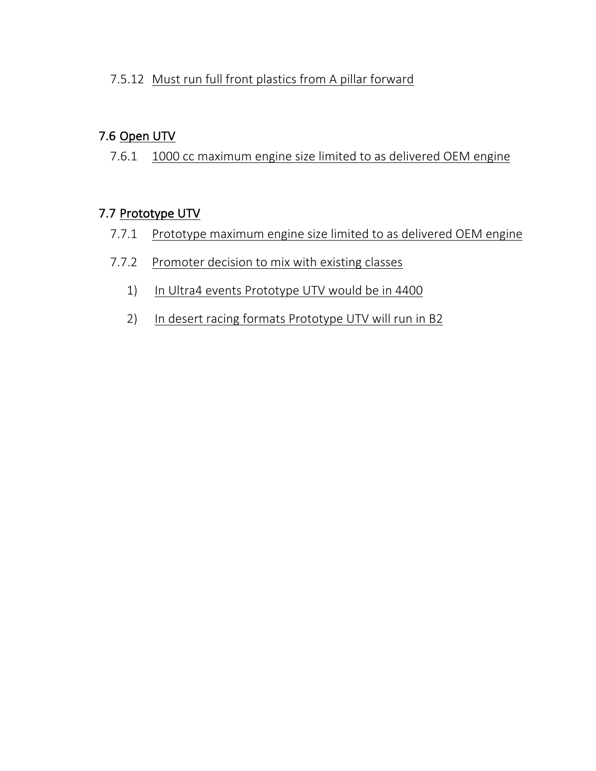7.5.12 Must run full front plastics from A pillar forward

## 7.6 Open UTV

7.6.1 1000 cc maximum engine size limited to as delivered OEM engine

## 7.7 Prototype UTV

7.7.1 Prototype maximum engine size limited to as delivered OEM engine

7.7.2 Promoter decision to mix with existing classes

1) In Ultra4 events Prototype UTV would be in 4400

2) In desert racing formats Prototype UTV will run in B2